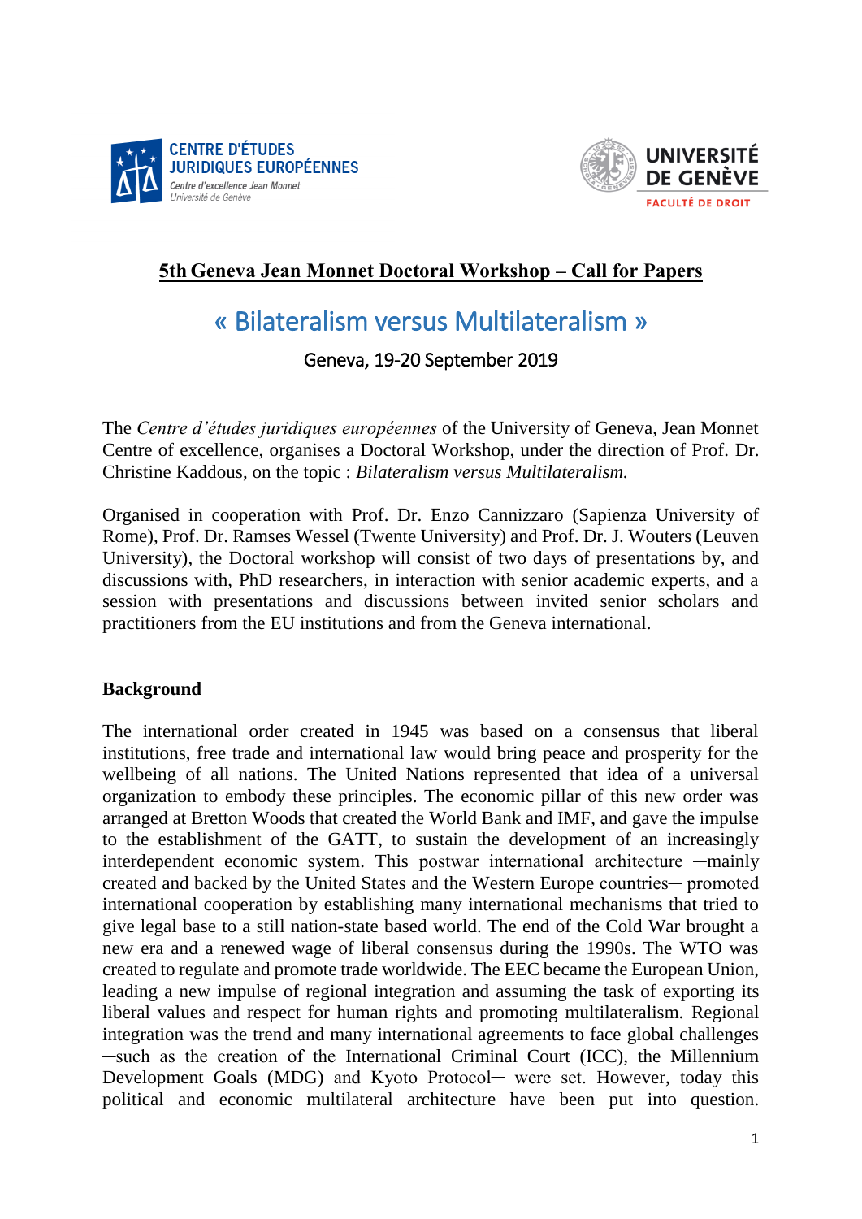CENTRE D'ÉTUDES JURIDIQUES EUROPÉENNES
Centre d'excellence Jean Monnet
Université de Genève

UNIVERSITÉ DE GENÈVE
FACULTÉ DE DROIT

**5th Geneva Jean Monnet Doctoral Workshop – Call for Papers**

# « Bilateralism versus Multilateralism »

Geneva, 19-20 September 2019

The *Centre d'études juridiques européennes* of the University of Geneva, Jean Monnet Centre of excellence, organises a Doctoral Workshop, under the direction of Prof. Dr. Christine Kaddous, on the topic : *Bilateralism versus Multilateralism.*

Organised in cooperation with Prof. Dr. Enzo Cannizzaro (Sapienza University of Rome), Prof. Dr. Ramses Wessel (Twente University) and Prof. Dr. J. Wouters (Leuven University), the Doctoral workshop will consist of two days of presentations by, and discussions with, PhD researchers, in interaction with senior academic experts, and a session with presentations and discussions between invited senior scholars and practitioners from the EU institutions and from the Geneva international.

## Background

The international order created in 1945 was based on a consensus that liberal institutions, free trade and international law would bring peace and prosperity for the wellbeing of all nations. The United Nations represented that idea of a universal organization to embody these principles. The economic pillar of this new order was arranged at Bretton Woods that created the World Bank and IMF, and gave the impulse to the establishment of the GATT, to sustain the development of an increasingly interdependent economic system. This postwar international architecture ─mainly created and backed by the United States and the Western Europe countries─ promoted international cooperation by establishing many international mechanisms that tried to give legal base to a still nation-state based world. The end of the Cold War brought a new era and a renewed wage of liberal consensus during the 1990s. The WTO was created to regulate and promote trade worldwide. The EEC became the European Union, leading a new impulse of regional integration and assuming the task of exporting its liberal values and respect for human rights and promoting multilateralism. Regional integration was the trend and many international agreements to face global challenges ─such as the creation of the International Criminal Court (ICC), the Millennium Development Goals (MDG) and Kyoto Protocol─ were set. However, today this political and economic multilateral architecture have been put into question.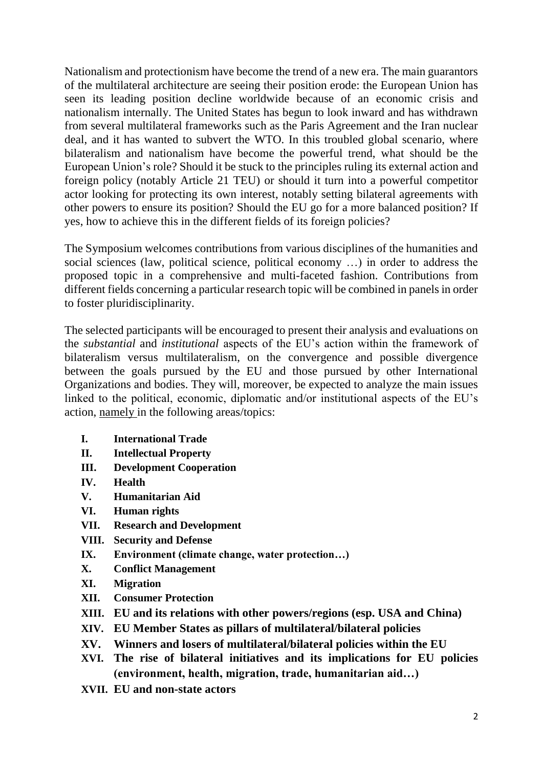Nationalism and protectionism have become the trend of a new era. The main guarantors of the multilateral architecture are seeing their position erode: the European Union has seen its leading position decline worldwide because of an economic crisis and nationalism internally. The United States has begun to look inward and has withdrawn from several multilateral frameworks such as the Paris Agreement and the Iran nuclear deal, and it has wanted to subvert the WTO. In this troubled global scenario, where bilateralism and nationalism have become the powerful trend, what should be the European Union's role? Should it be stuck to the principles ruling its external action and foreign policy (notably Article 21 TEU) or should it turn into a powerful competitor actor looking for protecting its own interest, notably setting bilateral agreements with other powers to ensure its position? Should the EU go for a more balanced position? If yes, how to achieve this in the different fields of its foreign policies?

The Symposium welcomes contributions from various disciplines of the humanities and social sciences (law, political science, political economy …) in order to address the proposed topic in a comprehensive and multi-faceted fashion. Contributions from different fields concerning a particular research topic will be combined in panels in order to foster pluridisciplinarity.

The selected participants will be encouraged to present their analysis and evaluations on the *substantial* and *institutional* aspects of the EU's action within the framework of bilateralism versus multilateralism, on the convergence and possible divergence between the goals pursued by the EU and those pursued by other International Organizations and bodies. They will, moreover, be expected to analyze the main issues linked to the political, economic, diplomatic and/or institutional aspects of the EU's action, namely in the following areas/topics:

- **I. International Trade**
- **II. Intellectual Property**
- **III. Development Cooperation**
- **IV. Health**
- **V. Humanitarian Aid**
- **VI. Human rights**
- **VII. Research and Development**
- **VIII. Security and Defense**
- **IX. Environment (climate change, water protection…)**
- **X. Conflict Management**
- **XI. Migration**
- **XII. Consumer Protection**
- **XIII. EU and its relations with other powers/regions (esp. USA and China)**
- **XIV. EU Member States as pillars of multilateral/bilateral policies**
- **XV. Winners and losers of multilateral/bilateral policies within the EU**
- **XVI. The rise of bilateral initiatives and its implications for EU policies (environment, health, migration, trade, humanitarian aid…)**
- **XVII. EU and non-state actors**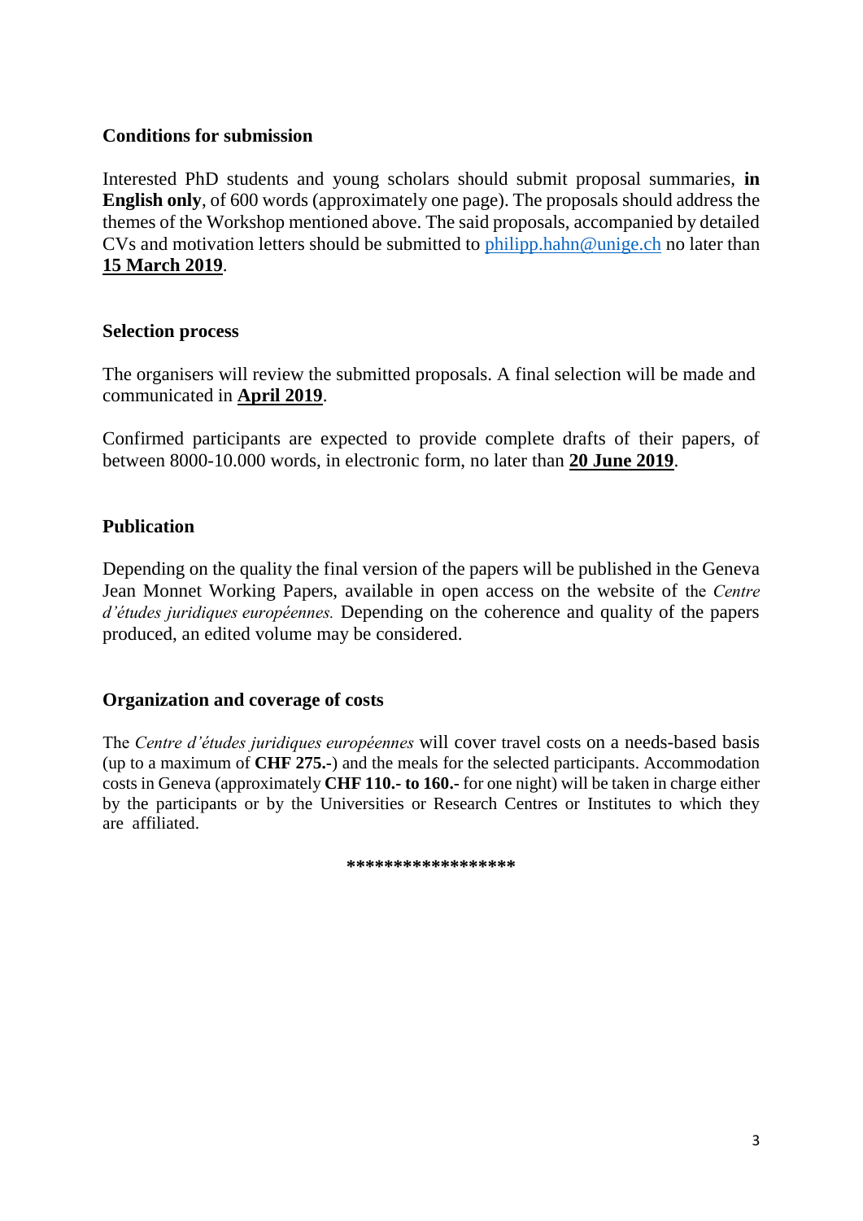## Conditions for submission

Interested PhD students and young scholars should submit proposal summaries, **in English only**, of 600 words (approximately one page). The proposals should address the themes of the Workshop mentioned above. The said proposals, accompanied by detailed CVs and motivation letters should be submitted to philipp.hahn@unige.ch no later than **15 March 2019**.

## Selection process

The organisers will review the submitted proposals. A final selection will be made and communicated in **April 2019**.

Confirmed participants are expected to provide complete drafts of their papers, of between 8000-10.000 words, in electronic form, no later than **20 June 2019**.

## Publication

Depending on the quality the final version of the papers will be published in the Geneva Jean Monnet Working Papers, available in open access on the website of the *Centre d'études juridiques européennes.* Depending on the coherence and quality of the papers produced, an edited volume may be considered.

## Organization and coverage of costs

The *Centre d'études juridiques européennes* will cover travel costs on a needs-based basis (up to a maximum of **CHF 275.-**) and the meals for the selected participants. Accommodation costs in Geneva (approximately **CHF 110.- to 160.-** for one night) will be taken in charge either by the participants or by the Universities or Research Centres or Institutes to which they are affiliated.

******************